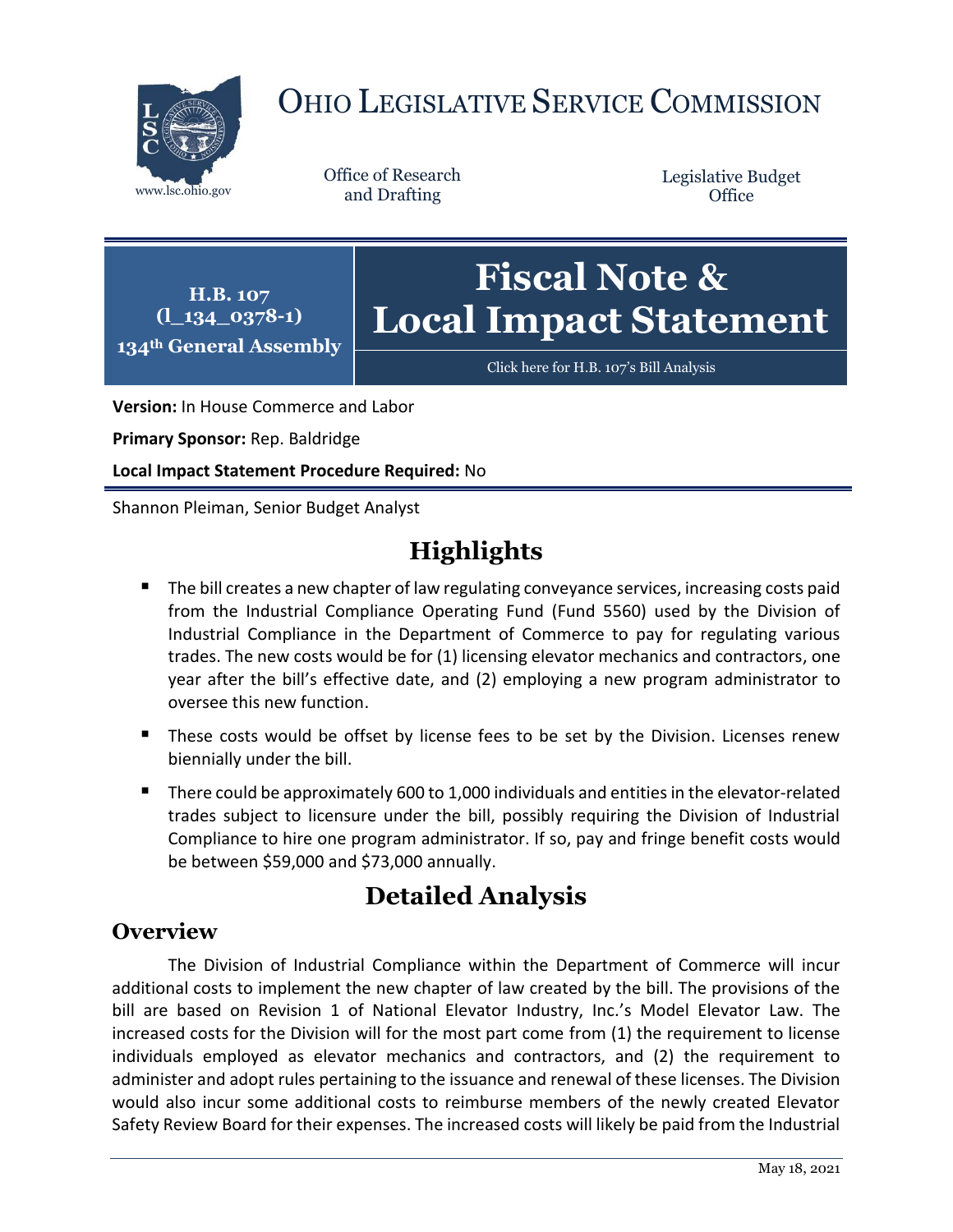# Ohio Legislative Service Commission

Office of Research and Drafting

Legislative Budget Office

www.lsc.ohio.gov

**H.B. 107**
**(l_134_0378-1)**
**134th General Assembly**

# Fiscal Note & Local Impact Statement

Click here for H.B. 107's Bill Analysis

**Version:** In House Commerce and Labor

**Primary Sponsor:** Rep. Baldridge

**Local Impact Statement Procedure Required:** No

Shannon Pleiman, Senior Budget Analyst

## Highlights

- The bill creates a new chapter of law regulating conveyance services, increasing costs paid from the Industrial Compliance Operating Fund (Fund 5560) used by the Division of Industrial Compliance in the Department of Commerce to pay for regulating various trades. The new costs would be for (1) licensing elevator mechanics and contractors, one year after the bill's effective date, and (2) employing a new program administrator to oversee this new function.
- These costs would be offset by license fees to be set by the Division. Licenses renew biennially under the bill.
- There could be approximately 600 to 1,000 individuals and entities in the elevator-related trades subject to licensure under the bill, possibly requiring the Division of Industrial Compliance to hire one program administrator. If so, pay and fringe benefit costs would be between $59,000 and $73,000 annually.

## Detailed Analysis

### Overview

The Division of Industrial Compliance within the Department of Commerce will incur additional costs to implement the new chapter of law created by the bill. The provisions of the bill are based on Revision 1 of National Elevator Industry, Inc.'s Model Elevator Law. The increased costs for the Division will for the most part come from (1) the requirement to license individuals employed as elevator mechanics and contractors, and (2) the requirement to administer and adopt rules pertaining to the issuance and renewal of these licenses. The Division would also incur some additional costs to reimburse members of the newly created Elevator Safety Review Board for their expenses. The increased costs will likely be paid from the Industrial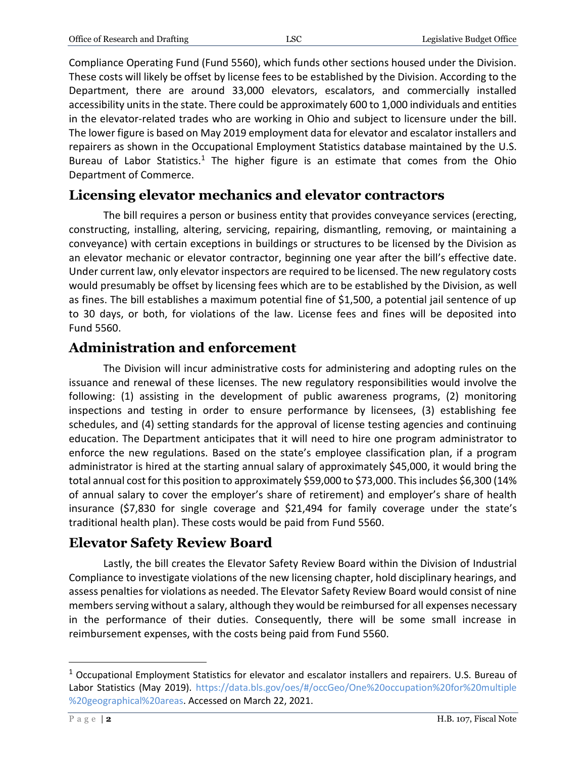Compliance Operating Fund (Fund 5560), which funds other sections housed under the Division. These costs will likely be offset by license fees to be established by the Division. According to the Department, there are around 33,000 elevators, escalators, and commercially installed accessibility units in the state. There could be approximately 600 to 1,000 individuals and entities in the elevator-related trades who are working in Ohio and subject to licensure under the bill. The lower figure is based on May 2019 employment data for elevator and escalator installers and repairers as shown in the Occupational Employment Statistics database maintained by the U.S. Bureau of Labor Statistics.[1] The higher figure is an estimate that comes from the Ohio Department of Commerce.

## Licensing elevator mechanics and elevator contractors

The bill requires a person or business entity that provides conveyance services (erecting, constructing, installing, altering, servicing, repairing, dismantling, removing, or maintaining a conveyance) with certain exceptions in buildings or structures to be licensed by the Division as an elevator mechanic or elevator contractor, beginning one year after the bill's effective date. Under current law, only elevator inspectors are required to be licensed. The new regulatory costs would presumably be offset by licensing fees which are to be established by the Division, as well as fines. The bill establishes a maximum potential fine of $1,500, a potential jail sentence of up to 30 days, or both, for violations of the law. License fees and fines will be deposited into Fund 5560.

## Administration and enforcement

The Division will incur administrative costs for administering and adopting rules on the issuance and renewal of these licenses. The new regulatory responsibilities would involve the following: (1) assisting in the development of public awareness programs, (2) monitoring inspections and testing in order to ensure performance by licensees, (3) establishing fee schedules, and (4) setting standards for the approval of license testing agencies and continuing education. The Department anticipates that it will need to hire one program administrator to enforce the new regulations. Based on the state's employee classification plan, if a program administrator is hired at the starting annual salary of approximately $45,000, it would bring the total annual cost for this position to approximately $59,000 to $73,000. This includes $6,300 (14% of annual salary to cover the employer's share of retirement) and employer's share of health insurance ($7,830 for single coverage and $21,494 for family coverage under the state's traditional health plan). These costs would be paid from Fund 5560.

## Elevator Safety Review Board

Lastly, the bill creates the Elevator Safety Review Board within the Division of Industrial Compliance to investigate violations of the new licensing chapter, hold disciplinary hearings, and assess penalties for violations as needed. The Elevator Safety Review Board would consist of nine members serving without a salary, although they would be reimbursed for all expenses necessary in the performance of their duties. Consequently, there will be some small increase in reimbursement expenses, with the costs being paid from Fund 5560.

---

[1] Occupational Employment Statistics for elevator and escalator installers and repairers. U.S. Bureau of Labor Statistics (May 2019). https://data.bls.gov/oes/#/occGeo/One%20occupation%20for%20multiple%20geographical%20areas. Accessed on March 22, 2021.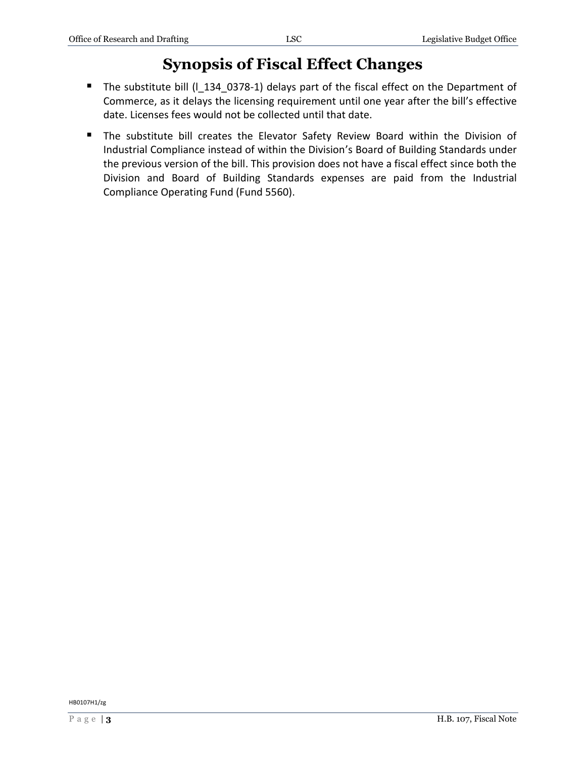# Synopsis of Fiscal Effect Changes

- The substitute bill (l_134_0378-1) delays part of the fiscal effect on the Department of Commerce, as it delays the licensing requirement until one year after the bill's effective date. Licenses fees would not be collected until that date.
- The substitute bill creates the Elevator Safety Review Board within the Division of Industrial Compliance instead of within the Division's Board of Building Standards under the previous version of the bill. This provision does not have a fiscal effect since both the Division and Board of Building Standards expenses are paid from the Industrial Compliance Operating Fund (Fund 5560).

HB0107H1/zg